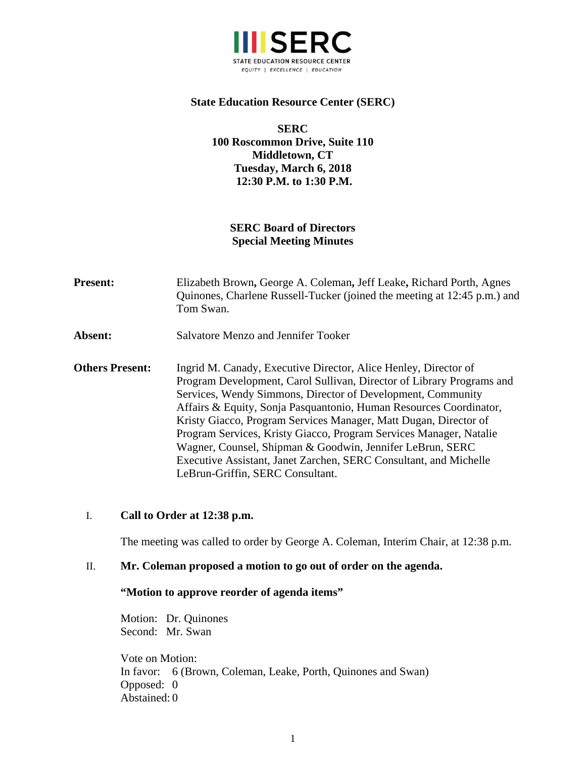SERC

STATE EDUCATION RESOURCE CENTER

EQUITY | EXCELLENCE | EDUCATION

**State Education Resource Center (SERC)**

**SERC**
**100 Roscommon Drive, Suite 110**
**Middletown, CT**
**Tuesday, March 6, 2018**
**12:30 P.M. to 1:30 P.M.**

**SERC Board of Directors**
**Special Meeting Minutes**

**Present:** Elizabeth Brown**,** George A. Coleman**,** Jeff Leake**,** Richard Porth, Agnes Quinones, Charlene Russell-Tucker (joined the meeting at 12:45 p.m.) and Tom Swan.

**Absent:** Salvatore Menzo and Jennifer Tooker

**Others Present:** Ingrid M. Canady, Executive Director, Alice Henley, Director of Program Development, Carol Sullivan, Director of Library Programs and Services, Wendy Simmons, Director of Development, Community Affairs & Equity, Sonja Pasquantonio, Human Resources Coordinator, Kristy Giacco, Program Services Manager, Matt Dugan, Director of Program Services, Kristy Giacco, Program Services Manager, Natalie Wagner, Counsel, Shipman & Goodwin, Jennifer LeBrun, SERC Executive Assistant, Janet Zarchen, SERC Consultant, and Michelle LeBrun-Griffin, SERC Consultant.

I. **Call to Order at 12:38 p.m.**

The meeting was called to order by George A. Coleman, Interim Chair, at 12:38 p.m.

II. **Mr. Coleman proposed a motion to go out of order on the agenda.**

**"Motion to approve reorder of agenda items"**

Motion: Dr. Quinones
Second: Mr. Swan

Vote on Motion:
In favor: 6 (Brown, Coleman, Leake, Porth, Quinones and Swan)
Opposed: 0
Abstained: 0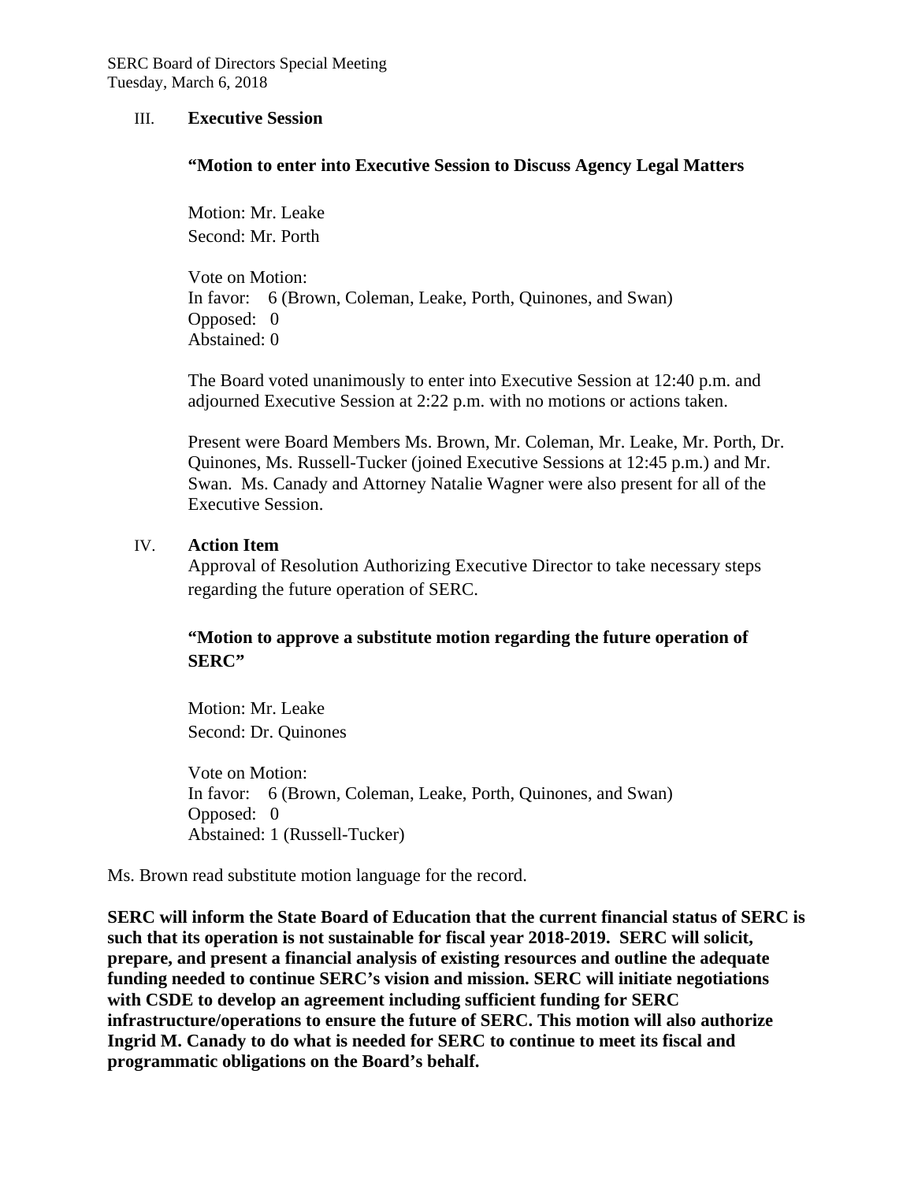III. **Executive Session**

**"Motion to enter into Executive Session to Discuss Agency Legal Matters**

Motion: Mr. Leake
Second: Mr. Porth

Vote on Motion:
In favor: 6 (Brown, Coleman, Leake, Porth, Quinones, and Swan)
Opposed: 0
Abstained: 0

The Board voted unanimously to enter into Executive Session at 12:40 p.m. and adjourned Executive Session at 2:22 p.m. with no motions or actions taken.

Present were Board Members Ms. Brown, Mr. Coleman, Mr. Leake, Mr. Porth, Dr. Quinones, Ms. Russell-Tucker (joined Executive Sessions at 12:45 p.m.) and Mr. Swan. Ms. Canady and Attorney Natalie Wagner were also present for all of the Executive Session.

IV. **Action Item**

Approval of Resolution Authorizing Executive Director to take necessary steps regarding the future operation of SERC.

**"Motion to approve a substitute motion regarding the future operation of SERC"**

Motion: Mr. Leake
Second: Dr. Quinones

Vote on Motion:
In favor: 6 (Brown, Coleman, Leake, Porth, Quinones, and Swan)
Opposed: 0
Abstained: 1 (Russell-Tucker)

Ms. Brown read substitute motion language for the record.

**SERC will inform the State Board of Education that the current financial status of SERC is such that its operation is not sustainable for fiscal year 2018-2019. SERC will solicit, prepare, and present a financial analysis of existing resources and outline the adequate funding needed to continue SERC's vision and mission. SERC will initiate negotiations with CSDE to develop an agreement including sufficient funding for SERC infrastructure/operations to ensure the future of SERC. This motion will also authorize Ingrid M. Canady to do what is needed for SERC to continue to meet its fiscal and programmatic obligations on the Board's behalf.**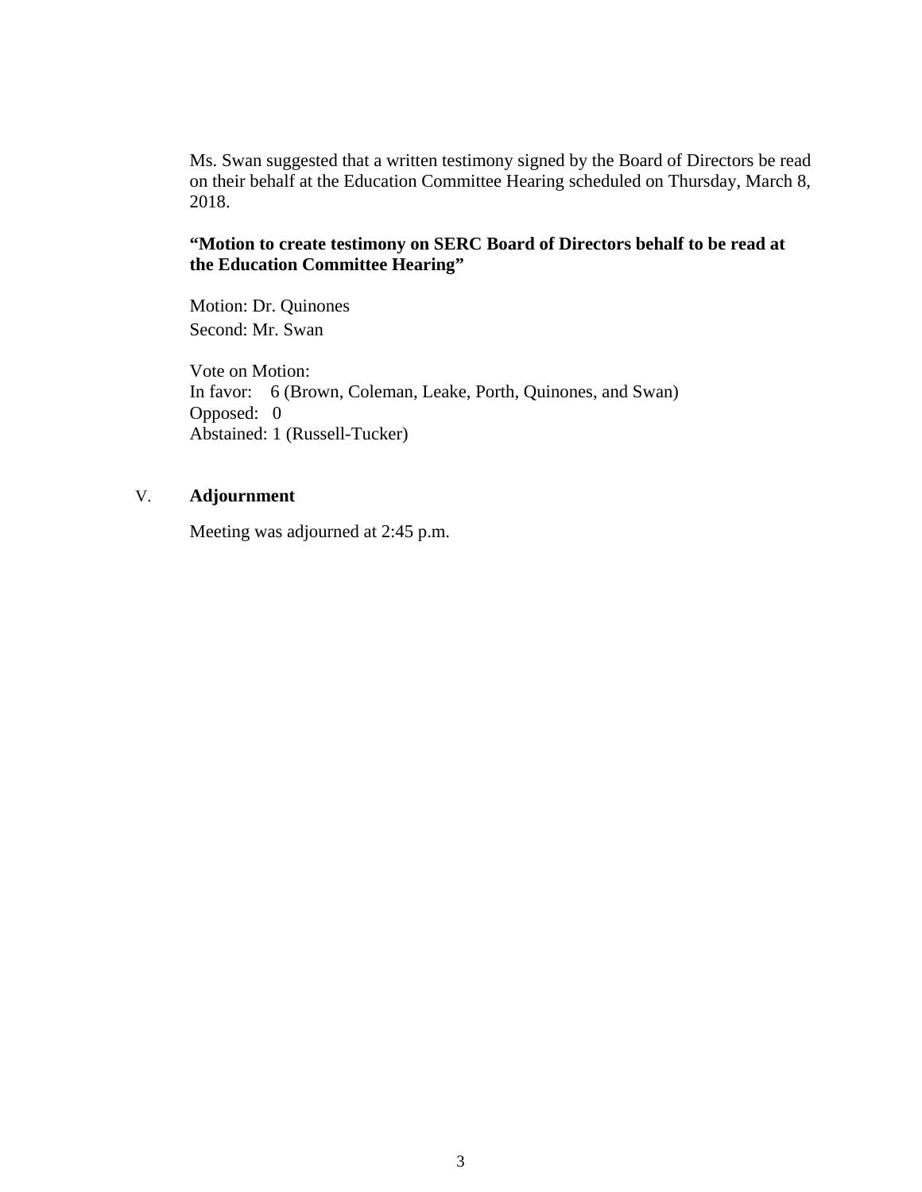Ms. Swan suggested that a written testimony signed by the Board of Directors be read on their behalf at the Education Committee Hearing scheduled on Thursday, March 8, 2018.

**"Motion to create testimony on SERC Board of Directors behalf to be read at the Education Committee Hearing"**

Motion: Dr. Quinones
Second: Mr. Swan

Vote on Motion:
In favor: 6 (Brown, Coleman, Leake, Porth, Quinones, and Swan)
Opposed: 0
Abstained: 1 (Russell-Tucker)

## V. Adjournment

Meeting was adjourned at 2:45 p.m.